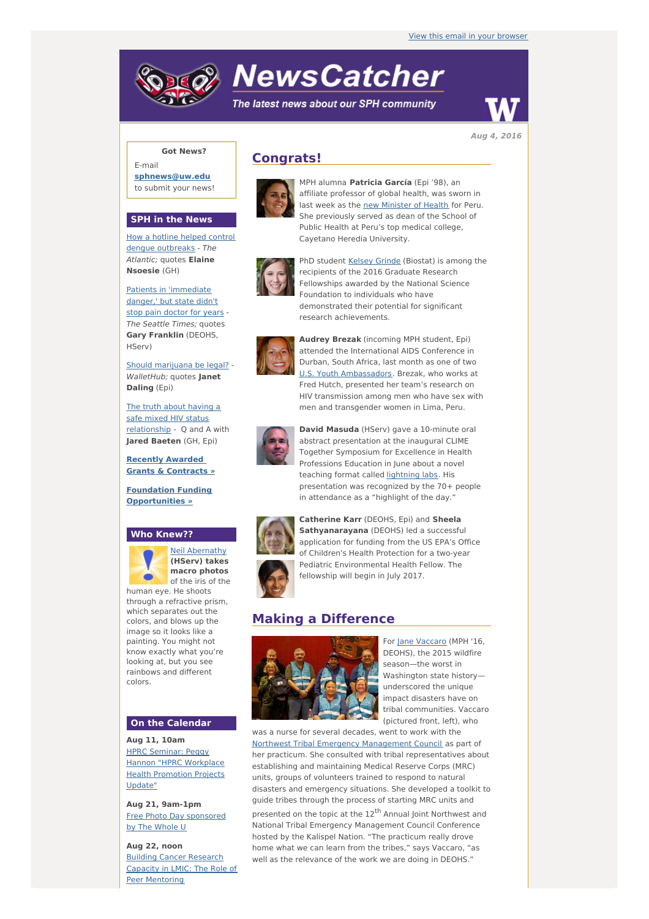View this email in your browser

# NewsCatcher

*The latest news about our SPH community*

**Aug 4, 2016**

**Got News?**

E-mail **sphnews@uw.edu** to submit your news!

## SPH in the News

How a hotline helped control dengue outbreaks - *The Atlantic;* quotes **Elaine Nsoesie** (GH)

Patients in 'immediate danger,' but state didn't stop pain doctor for years - *The Seattle Times;* quotes **Gary Franklin** (DEOHS, HServ)

Should marijuana be legal? - *WalletHub;* quotes **Janet Daling** (Epi)

The truth about having a safe mixed HIV status relationship - Q and A with **Jared Baeten** (GH, Epi)

**Recently Awarded Grants & Contracts »**

**Foundation Funding Opportunities »**

## Who Knew??

Neil Abernathy **(HServ) takes macro photos** of the iris of the human eye. He shoots through a refractive prism, which separates out the colors, and blows up the image so it looks like a painting. You might not know exactly what you're looking at, but you see rainbows and different colors.

## On the Calendar

**Aug 11, 10am**
HPRC Seminar: Peggy Hannon "HPRC Workplace Health Promotion Projects Update"

**Aug 21, 9am-1pm**
Free Photo Day sponsored by The Whole U

**Aug 22, noon**
Building Cancer Research Capacity in LMIC: The Role of Peer Mentoring

## Congrats!

MPH alumna **Patricia García** (Epi '98), an affiliate professor of global health, was sworn in last week as the new Minister of Health for Peru. She previously served as dean of the School of Public Health at Peru's top medical college, Cayetano Heredia University.

PhD student Kelsey Grinde (Biostat) is among the recipients of the 2016 Graduate Research Fellowships awarded by the National Science Foundation to individuals who have demonstrated their potential for significant research achievements.

**Audrey Brezak** (incoming MPH student, Epi) attended the International AIDS Conference in Durban, South Africa, last month as one of two U.S. Youth Ambassadors. Brezak, who works at Fred Hutch, presented her team's research on HIV transmission among men who have sex with men and transgender women in Lima, Peru.

**David Masuda** (HServ) gave a 10-minute oral abstract presentation at the inaugural CLIME Together Symposium for Excellence in Health Professions Education in June about a novel teaching format called lightning labs. His presentation was recognized by the 70+ people in attendance as a "highlight of the day."

**Catherine Karr** (DEOHS, Epi) and **Sheela Sathyanarayana** (DEOHS) led a successful application for funding from the US EPA's Office of Children's Health Protection for a two-year Pediatric Environmental Health Fellow. The fellowship will begin in July 2017.

## Making a Difference

For Jane Vaccaro (MPH '16, DEOHS), the 2015 wildfire season—the worst in Washington state history—underscored the unique impact disasters have on tribal communities. Vaccaro (pictured front, left), who was a nurse for several decades, went to work with the Northwest Tribal Emergency Management Council as part of her practicum. She consulted with tribal representatives about establishing and maintaining Medical Reserve Corps (MRC) units, groups of volunteers trained to respond to natural disasters and emergency situations. She developed a toolkit to guide tribes through the process of starting MRC units and presented on the topic at the 12th Annual Joint Northwest and National Tribal Emergency Management Council Conference hosted by the Kalispel Nation. "The practicum really drove home what we can learn from the tribes," says Vaccaro, "as well as the relevance of the work we are doing in DEOHS."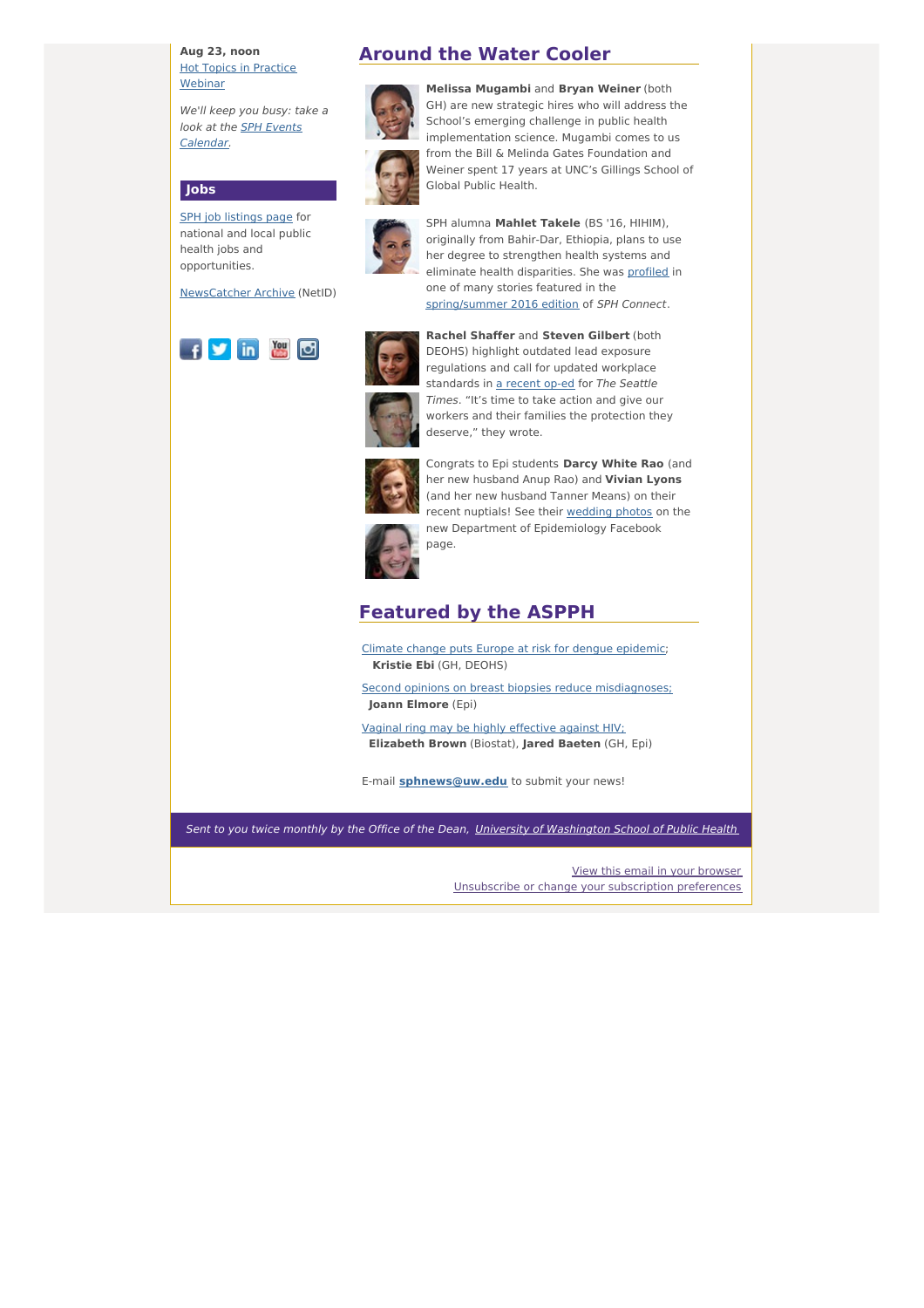**Aug 23, noon**
Hot Topics in Practice Webinar

*We'll keep you busy: take a look at the SPH Events Calendar.*

## Jobs

SPH job listings page for national and local public health jobs and opportunities.

NewsCatcher Archive (NetID)

## Around the Water Cooler

**Melissa Mugambi** and **Bryan Weiner** (both GH) are new strategic hires who will address the School's emerging challenge in public health implementation science. Mugambi comes to us from the Bill & Melinda Gates Foundation and Weiner spent 17 years at UNC's Gillings School of Global Public Health.

SPH alumna **Mahlet Takele** (BS '16, HIHIM), originally from Bahir-Dar, Ethiopia, plans to use her degree to strengthen health systems and eliminate health disparities. She was profiled in one of many stories featured in the spring/summer 2016 edition of *SPH Connect*.

**Rachel Shaffer** and **Steven Gilbert** (both DEOHS) highlight outdated lead exposure regulations and call for updated workplace standards in a recent op-ed for *The Seattle Times*. "It's time to take action and give our workers and their families the protection they deserve," they wrote.

Congrats to Epi students **Darcy White Rao** (and her new husband Anup Rao) and **Vivian Lyons** (and her new husband Tanner Means) on their recent nuptials! See their wedding photos on the new Department of Epidemiology Facebook page.

## Featured by the ASPPH

Climate change puts Europe at risk for dengue epidemic; **Kristie Ebi** (GH, DEOHS)

Second opinions on breast biopsies reduce misdiagnoses; **Joann Elmore** (Epi)

Vaginal ring may be highly effective against HIV; **Elizabeth Brown** (Biostat), **Jared Baeten** (GH, Epi)

E-mail **sphnews@uw.edu** to submit your news!

*Sent to you twice monthly by the Office of the Dean, University of Washington School of Public Health*

View this email in your browser
Unsubscribe or change your subscription preferences